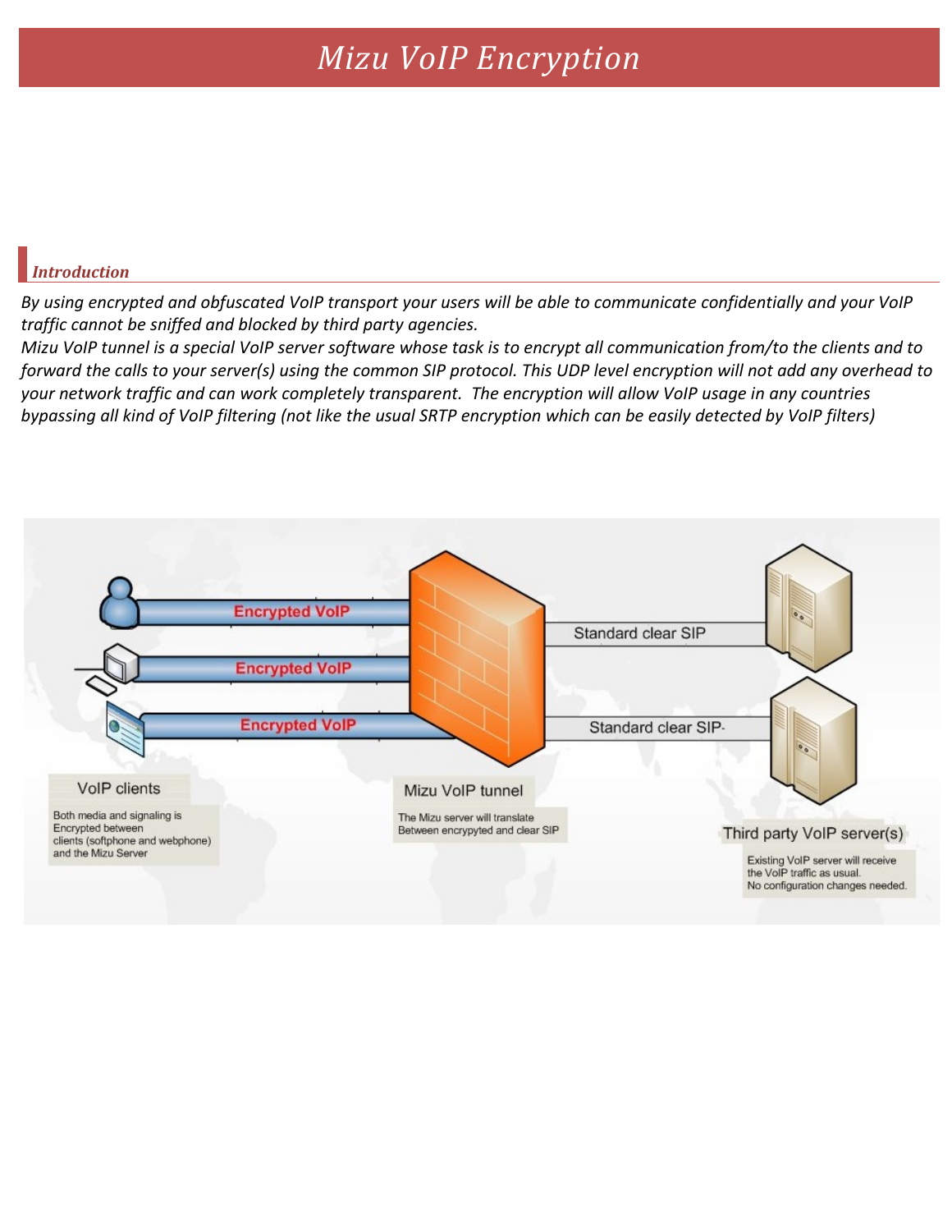# *Mizu VoIP Encryption*

## *Introduction*

*By using encrypted and obfuscated VoIP transport your users will be able to communicate confidentially and your VoIP traffic cannot be sniffed and blocked by third party agencies.*
*Mizu VoIP tunnel is a special VoIP server software whose task is to encrypt all communication from/to the clients and to forward the calls to your server(s) using the common SIP protocol. This UDP level encryption will not add any overhead to your network traffic and can work completely transparent. The encryption will allow VoIP usage in any countries bypassing all kind of VoIP filtering (not like the usual SRTP encryption which can be easily detected by VoIP filters)*

Encrypted VoIP

Encrypted VoIP

Encrypted VoIP

Standard clear SIP

Standard clear SIP

VoIP clients

Both media and signaling is Encrypted between clients (softphone and webphone) and the Mizu Server

Mizu VoIP tunnel

The Mizu server will translate Between encrypyted and clear SIP

Third party VoIP server(s)

Existing VoIP server will receive the VoIP traffic as usual. No configuration changes needed.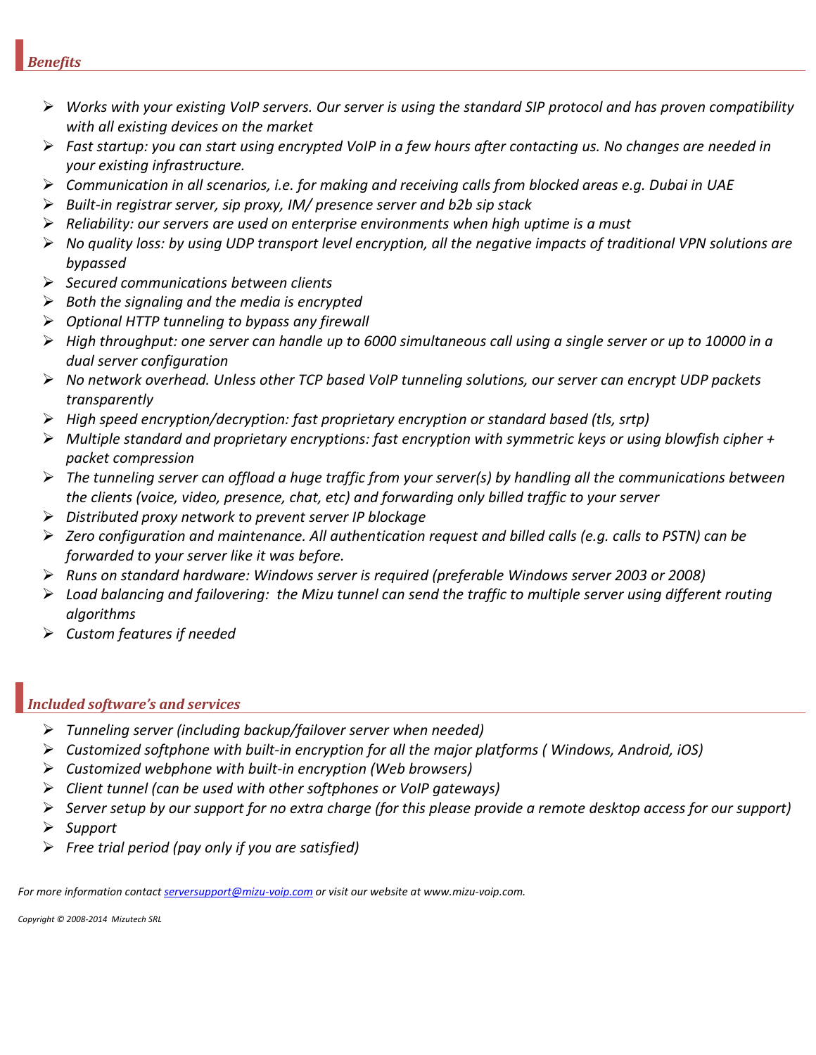## *Benefits*

- *Works with your existing VoIP servers. Our server is using the standard SIP protocol and has proven compatibility with all existing devices on the market*
- *Fast startup: you can start using encrypted VoIP in a few hours after contacting us. No changes are needed in your existing infrastructure.*
- *Communication in all scenarios, i.e. for making and receiving calls from blocked areas e.g. Dubai in UAE*
- *Built-in registrar server, sip proxy, IM/ presence server and b2b sip stack*
- *Reliability: our servers are used on enterprise environments when high uptime is a must*
- *No quality loss: by using UDP transport level encryption, all the negative impacts of traditional VPN solutions are bypassed*
- *Secured communications between clients*
- *Both the signaling and the media is encrypted*
- *Optional HTTP tunneling to bypass any firewall*
- *High throughput: one server can handle up to 6000 simultaneous call using a single server or up to 10000 in a dual server configuration*
- *No network overhead. Unless other TCP based VoIP tunneling solutions, our server can encrypt UDP packets transparently*
- *High speed encryption/decryption: fast proprietary encryption or standard based (tls, srtp)*
- *Multiple standard and proprietary encryptions: fast encryption with symmetric keys or using blowfish cipher + packet compression*
- *The tunneling server can offload a huge traffic from your server(s) by handling all the communications between the clients (voice, video, presence, chat, etc) and forwarding only billed traffic to your server*
- *Distributed proxy network to prevent server IP blockage*
- *Zero configuration and maintenance. All authentication request and billed calls (e.g. calls to PSTN) can be forwarded to your server like it was before.*
- *Runs on standard hardware: Windows server is required (preferable Windows server 2003 or 2008)*
- *Load balancing and failovering: the Mizu tunnel can send the traffic to multiple server using different routing algorithms*
- *Custom features if needed*

## *Included software's and services*

- *Tunneling server (including backup/failover server when needed)*
- *Customized softphone with built-in encryption for all the major platforms ( Windows, Android, iOS)*
- *Customized webphone with built-in encryption (Web browsers)*
- *Client tunnel (can be used with other softphones or VoIP gateways)*
- *Server setup by our support for no extra charge (for this please provide a remote desktop access for our support)*
- *Support*
- *Free trial period (pay only if you are satisfied)*

*For more information contact serversupport@mizu-voip.com or visit our website at www.mizu-voip.com.*

*Copyright © 2008-2014 Mizutech SRL*